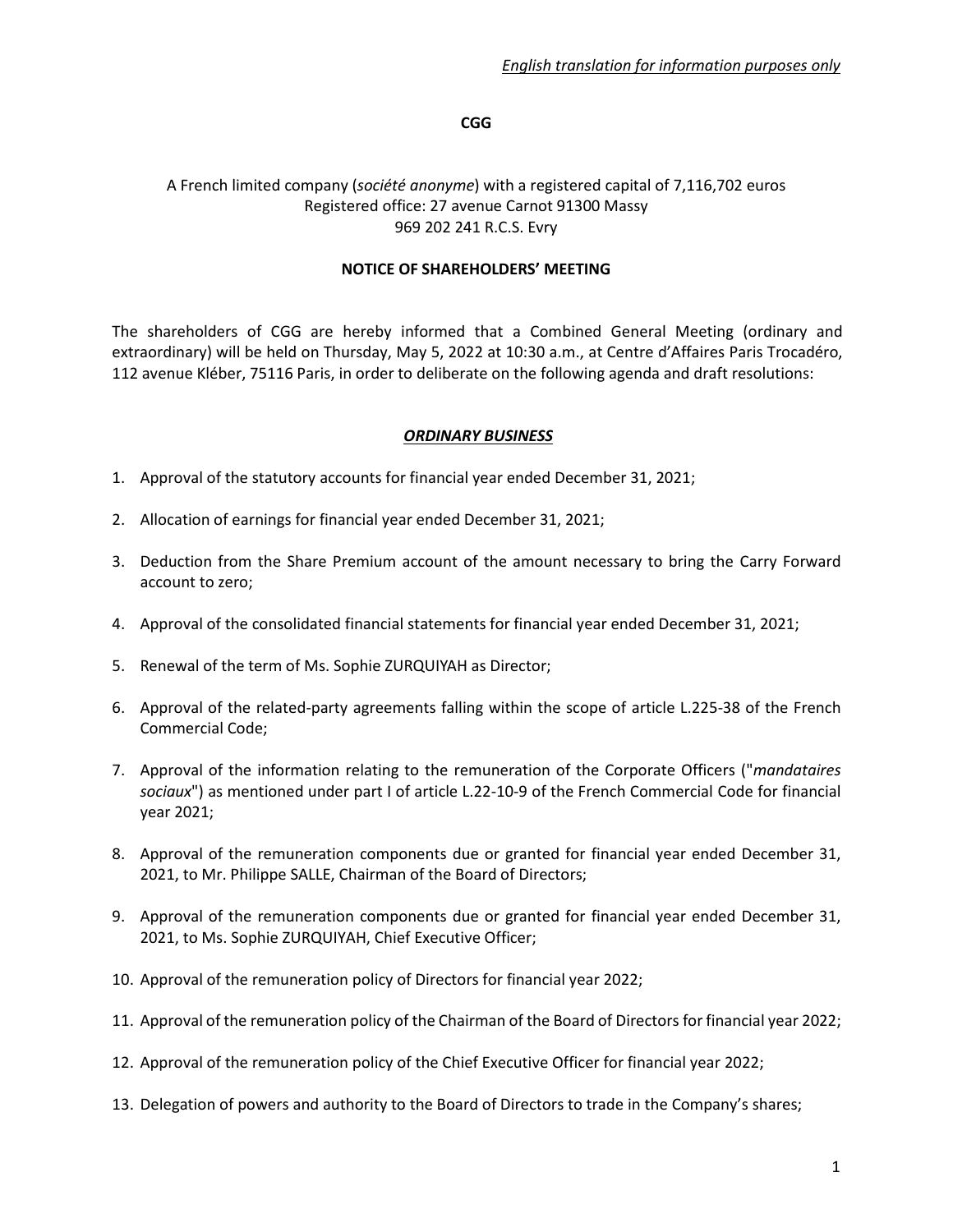*English translation for information purposes only*

**CGG**

A French limited company (*société anonyme*) with a registered capital of 7,116,702 euros
Registered office: 27 avenue Carnot 91300 Massy
969 202 241 R.C.S. Evry

**NOTICE OF SHAREHOLDERS' MEETING**

The shareholders of CGG are hereby informed that a Combined General Meeting (ordinary and extraordinary) will be held on Thursday, May 5, 2022 at 10:30 a.m., at Centre d'Affaires Paris Trocadéro, 112 avenue Kléber, 75116 Paris, in order to deliberate on the following agenda and draft resolutions:

***ORDINARY BUSINESS***

1. Approval of the statutory accounts for financial year ended December 31, 2021;
2. Allocation of earnings for financial year ended December 31, 2021;
3. Deduction from the Share Premium account of the amount necessary to bring the Carry Forward account to zero;
4. Approval of the consolidated financial statements for financial year ended December 31, 2021;
5. Renewal of the term of Ms. Sophie ZURQUIYAH as Director;
6. Approval of the related-party agreements falling within the scope of article L.225-38 of the French Commercial Code;
7. Approval of the information relating to the remuneration of the Corporate Officers ("*mandataires sociaux*") as mentioned under part I of article L.22-10-9 of the French Commercial Code for financial year 2021;
8. Approval of the remuneration components due or granted for financial year ended December 31, 2021, to Mr. Philippe SALLE, Chairman of the Board of Directors;
9. Approval of the remuneration components due or granted for financial year ended December 31, 2021, to Ms. Sophie ZURQUIYAH, Chief Executive Officer;
10. Approval of the remuneration policy of Directors for financial year 2022;
11. Approval of the remuneration policy of the Chairman of the Board of Directors for financial year 2022;
12. Approval of the remuneration policy of the Chief Executive Officer for financial year 2022;
13. Delegation of powers and authority to the Board of Directors to trade in the Company's shares;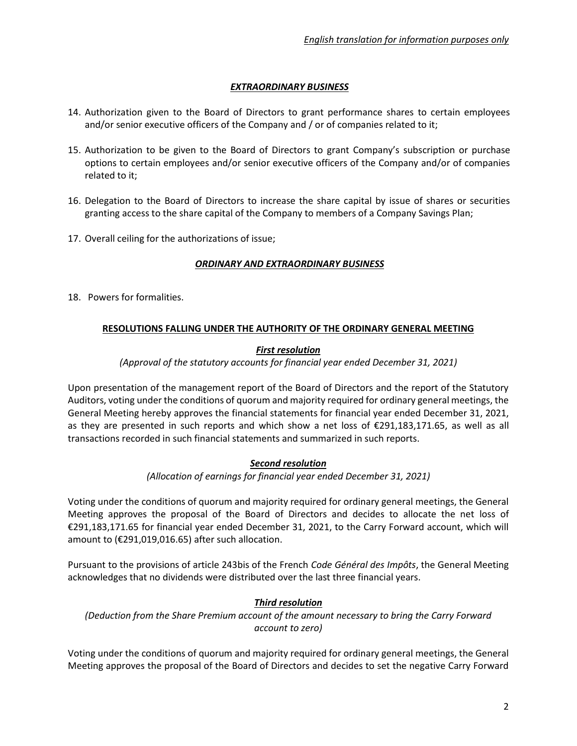*English translation for information purposes only*

***EXTRADORDINARY BUSINESS***

14. Authorization given to the Board of Directors to grant performance shares to certain employees and/or senior executive officers of the Company and / or of companies related to it;

15. Authorization to be given to the Board of Directors to grant Company's subscription or purchase options to certain employees and/or senior executive officers of the Company and/or of companies related to it;

16. Delegation to the Board of Directors to increase the share capital by issue of shares or securities granting access to the share capital of the Company to members of a Company Savings Plan;

17. Overall ceiling for the authorizations of issue;

***ORDINARY AND EXTRAORDINARY BUSINESS***

18. Powers for formalities.

**RESOLUTIONS FALLING UNDER THE AUTHORITY OF THE ORDINARY GENERAL MEETING**

***First resolution***

*(Approval of the statutory accounts for financial year ended December 31, 2021)*

Upon presentation of the management report of the Board of Directors and the report of the Statutory Auditors, voting under the conditions of quorum and majority required for ordinary general meetings, the General Meeting hereby approves the financial statements for financial year ended December 31, 2021, as they are presented in such reports and which show a net loss of €291,183,171.65, as well as all transactions recorded in such financial statements and summarized in such reports.

***Second resolution***

*(Allocation of earnings for financial year ended December 31, 2021)*

Voting under the conditions of quorum and majority required for ordinary general meetings, the General Meeting approves the proposal of the Board of Directors and decides to allocate the net loss of €291,183,171.65 for financial year ended December 31, 2021, to the Carry Forward account, which will amount to (€291,019,016.65) after such allocation.

Pursuant to the provisions of article 243bis of the French *Code Général des Impôts*, the General Meeting acknowledges that no dividends were distributed over the last three financial years.

***Third resolution***

*(Deduction from the Share Premium account of the amount necessary to bring the Carry Forward account to zero)*

Voting under the conditions of quorum and majority required for ordinary general meetings, the General Meeting approves the proposal of the Board of Directors and decides to set the negative Carry Forward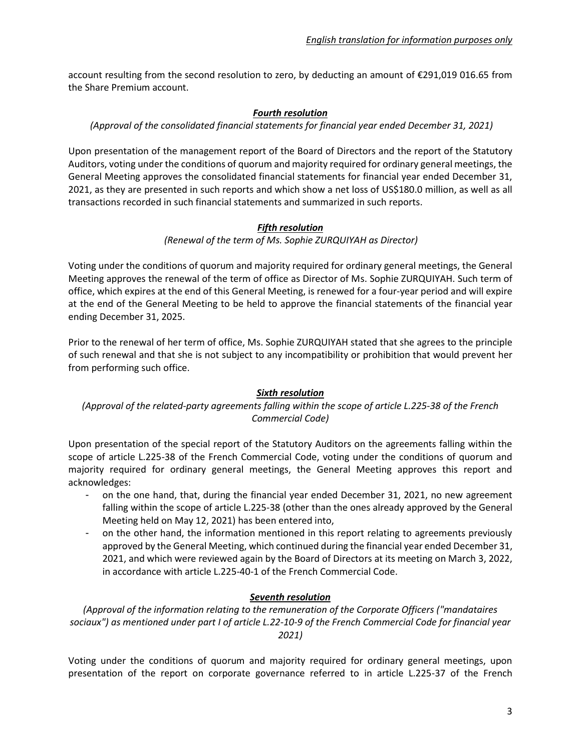account resulting from the second resolution to zero, by deducting an amount of €291,019 016.65 from the Share Premium account.

***Fourth resolution***

*(Approval of the consolidated financial statements for financial year ended December 31, 2021)*

Upon presentation of the management report of the Board of Directors and the report of the Statutory Auditors, voting under the conditions of quorum and majority required for ordinary general meetings, the General Meeting approves the consolidated financial statements for financial year ended December 31, 2021, as they are presented in such reports and which show a net loss of US$180.0 million, as well as all transactions recorded in such financial statements and summarized in such reports.

***Fifth resolution***

*(Renewal of the term of Ms. Sophie ZURQUIYAH as Director)*

Voting under the conditions of quorum and majority required for ordinary general meetings, the General Meeting approves the renewal of the term of office as Director of Ms. Sophie ZURQUIYAH. Such term of office, which expires at the end of this General Meeting, is renewed for a four-year period and will expire at the end of the General Meeting to be held to approve the financial statements of the financial year ending December 31, 2025.

Prior to the renewal of her term of office, Ms. Sophie ZURQUIYAH stated that she agrees to the principle of such renewal and that she is not subject to any incompatibility or prohibition that would prevent her from performing such office.

***Sixth resolution***

*(Approval of the related-party agreements falling within the scope of article L.225-38 of the French Commercial Code)*

Upon presentation of the special report of the Statutory Auditors on the agreements falling within the scope of article L.225-38 of the French Commercial Code, voting under the conditions of quorum and majority required for ordinary general meetings, the General Meeting approves this report and acknowledges:

- on the one hand, that, during the financial year ended December 31, 2021, no new agreement falling within the scope of article L.225-38 (other than the ones already approved by the General Meeting held on May 12, 2021) has been entered into,
- on the other hand, the information mentioned in this report relating to agreements previously approved by the General Meeting, which continued during the financial year ended December 31, 2021, and which were reviewed again by the Board of Directors at its meeting on March 3, 2022, in accordance with article L.225-40-1 of the French Commercial Code.

***Seventh resolution***

*(Approval of the information relating to the remuneration of the Corporate Officers ("mandataires sociaux") as mentioned under part I of article L.22-10-9 of the French Commercial Code for financial year 2021)*

Voting under the conditions of quorum and majority required for ordinary general meetings, upon presentation of the report on corporate governance referred to in article L.225-37 of the French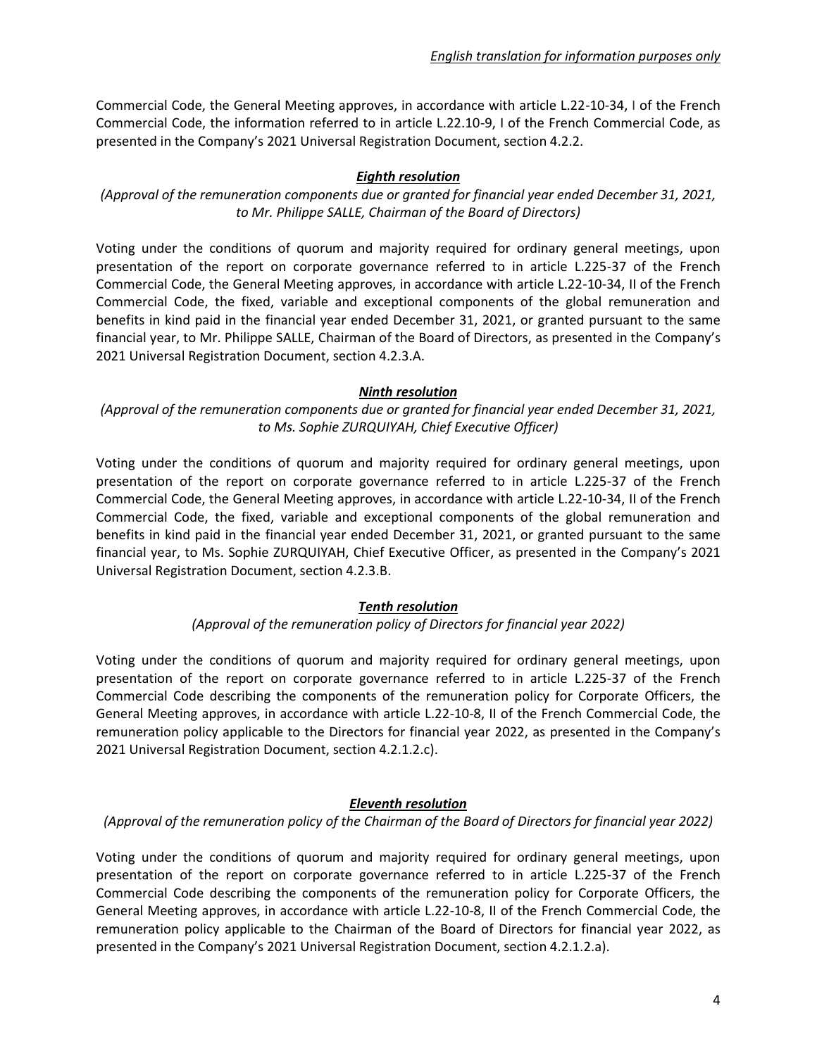Commercial Code, the General Meeting approves, in accordance with article L.22-10-34, I of the French Commercial Code, the information referred to in article L.22.10-9, I of the French Commercial Code, as presented in the Company's 2021 Universal Registration Document, section 4.2.2.

***Eighth resolution***

*(Approval of the remuneration components due or granted for financial year ended December 31, 2021, to Mr. Philippe SALLE, Chairman of the Board of Directors)*

Voting under the conditions of quorum and majority required for ordinary general meetings, upon presentation of the report on corporate governance referred to in article L.225-37 of the French Commercial Code, the General Meeting approves, in accordance with article L.22-10-34, II of the French Commercial Code, the fixed, variable and exceptional components of the global remuneration and benefits in kind paid in the financial year ended December 31, 2021, or granted pursuant to the same financial year, to Mr. Philippe SALLE, Chairman of the Board of Directors, as presented in the Company's 2021 Universal Registration Document, section 4.2.3.A.

***Ninth resolution***

*(Approval of the remuneration components due or granted for financial year ended December 31, 2021, to Ms. Sophie ZURQUIYAH, Chief Executive Officer)*

Voting under the conditions of quorum and majority required for ordinary general meetings, upon presentation of the report on corporate governance referred to in article L.225-37 of the French Commercial Code, the General Meeting approves, in accordance with article L.22-10-34, II of the French Commercial Code, the fixed, variable and exceptional components of the global remuneration and benefits in kind paid in the financial year ended December 31, 2021, or granted pursuant to the same financial year, to Ms. Sophie ZURQUIYAH, Chief Executive Officer, as presented in the Company's 2021 Universal Registration Document, section 4.2.3.B.

***Tenth resolution***

*(Approval of the remuneration policy of Directors for financial year 2022)*

Voting under the conditions of quorum and majority required for ordinary general meetings, upon presentation of the report on corporate governance referred to in article L.225-37 of the French Commercial Code describing the components of the remuneration policy for Corporate Officers, the General Meeting approves, in accordance with article L.22-10-8, II of the French Commercial Code, the remuneration policy applicable to the Directors for financial year 2022, as presented in the Company's 2021 Universal Registration Document, section 4.2.1.2.c).

***Eleventh resolution***

*(Approval of the remuneration policy of the Chairman of the Board of Directors for financial year 2022)*

Voting under the conditions of quorum and majority required for ordinary general meetings, upon presentation of the report on corporate governance referred to in article L.225-37 of the French Commercial Code describing the components of the remuneration policy for Corporate Officers, the General Meeting approves, in accordance with article L.22-10-8, II of the French Commercial Code, the remuneration policy applicable to the Chairman of the Board of Directors for financial year 2022, as presented in the Company's 2021 Universal Registration Document, section 4.2.1.2.a).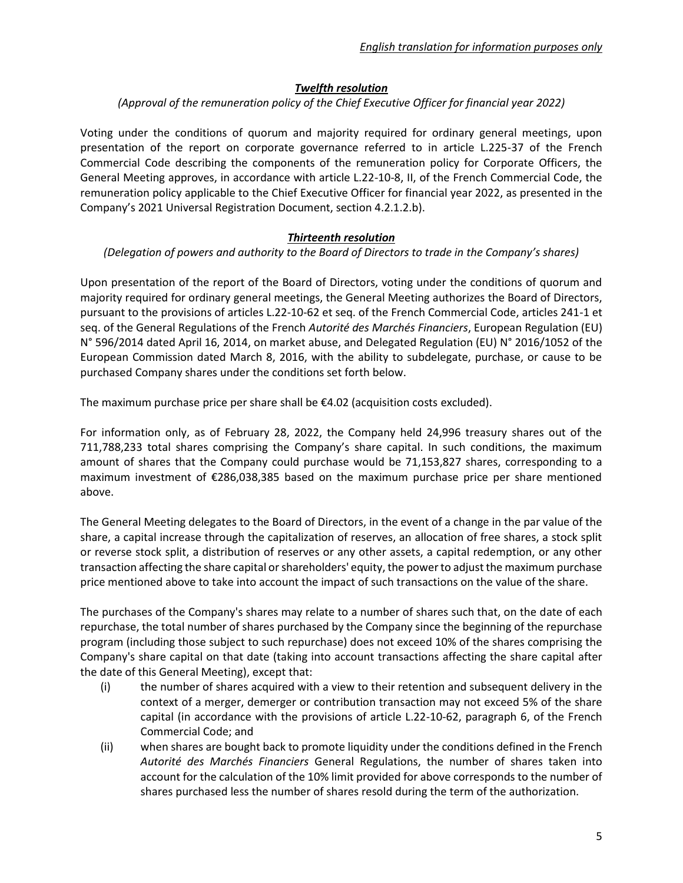*English translation for information purposes only*

***Twelfth resolution***

*(Approval of the remuneration policy of the Chief Executive Officer for financial year 2022)*

Voting under the conditions of quorum and majority required for ordinary general meetings, upon presentation of the report on corporate governance referred to in article L.225-37 of the French Commercial Code describing the components of the remuneration policy for Corporate Officers, the General Meeting approves, in accordance with article L.22-10-8, II, of the French Commercial Code, the remuneration policy applicable to the Chief Executive Officer for financial year 2022, as presented in the Company's 2021 Universal Registration Document, section 4.2.1.2.b).

***Thirteenth resolution***

*(Delegation of powers and authority to the Board of Directors to trade in the Company's shares)*

Upon presentation of the report of the Board of Directors, voting under the conditions of quorum and majority required for ordinary general meetings, the General Meeting authorizes the Board of Directors, pursuant to the provisions of articles L.22-10-62 et seq. of the French Commercial Code, articles 241-1 et seq. of the General Regulations of the French *Autorité des Marchés Financiers*, European Regulation (EU) N° 596/2014 dated April 16, 2014, on market abuse, and Delegated Regulation (EU) N° 2016/1052 of the European Commission dated March 8, 2016, with the ability to subdelegate, purchase, or cause to be purchased Company shares under the conditions set forth below.

The maximum purchase price per share shall be €4.02 (acquisition costs excluded).

For information only, as of February 28, 2022, the Company held 24,996 treasury shares out of the 711,788,233 total shares comprising the Company's share capital. In such conditions, the maximum amount of shares that the Company could purchase would be 71,153,827 shares, corresponding to a maximum investment of €286,038,385 based on the maximum purchase price per share mentioned above.

The General Meeting delegates to the Board of Directors, in the event of a change in the par value of the share, a capital increase through the capitalization of reserves, an allocation of free shares, a stock split or reverse stock split, a distribution of reserves or any other assets, a capital redemption, or any other transaction affecting the share capital or shareholders' equity, the power to adjust the maximum purchase price mentioned above to take into account the impact of such transactions on the value of the share.

The purchases of the Company's shares may relate to a number of shares such that, on the date of each repurchase, the total number of shares purchased by the Company since the beginning of the repurchase program (including those subject to such repurchase) does not exceed 10% of the shares comprising the Company's share capital on that date (taking into account transactions affecting the share capital after the date of this General Meeting), except that:

(i) the number of shares acquired with a view to their retention and subsequent delivery in the context of a merger, demerger or contribution transaction may not exceed 5% of the share capital (in accordance with the provisions of article L.22-10-62, paragraph 6, of the French Commercial Code; and

(ii) when shares are bought back to promote liquidity under the conditions defined in the French *Autorité des Marchés Financiers* General Regulations, the number of shares taken into account for the calculation of the 10% limit provided for above corresponds to the number of shares purchased less the number of shares resold during the term of the authorization.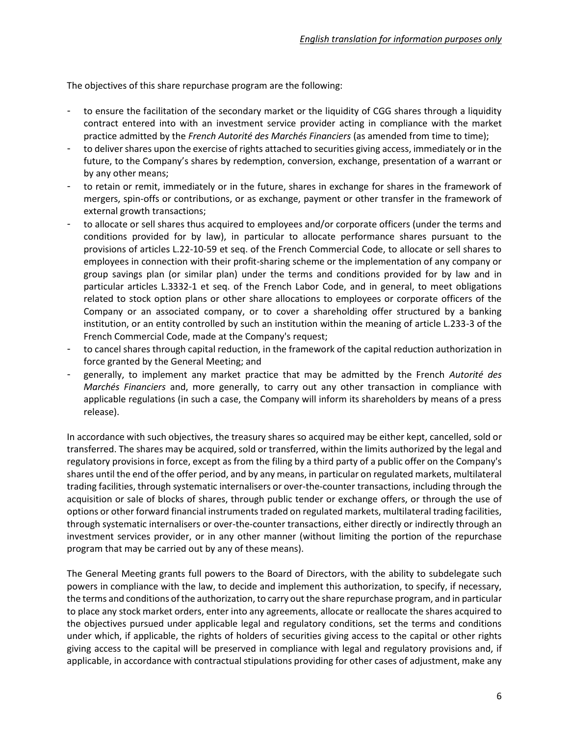The objectives of this share repurchase program are the following:

- to ensure the facilitation of the secondary market or the liquidity of CGG shares through a liquidity contract entered into with an investment service provider acting in compliance with the market practice admitted by the *French Autorité des Marchés Financiers* (as amended from time to time);
- to deliver shares upon the exercise of rights attached to securities giving access, immediately or in the future, to the Company's shares by redemption, conversion, exchange, presentation of a warrant or by any other means;
- to retain or remit, immediately or in the future, shares in exchange for shares in the framework of mergers, spin-offs or contributions, or as exchange, payment or other transfer in the framework of external growth transactions;
- to allocate or sell shares thus acquired to employees and/or corporate officers (under the terms and conditions provided for by law), in particular to allocate performance shares pursuant to the provisions of articles L.22-10-59 et seq. of the French Commercial Code, to allocate or sell shares to employees in connection with their profit-sharing scheme or the implementation of any company or group savings plan (or similar plan) under the terms and conditions provided for by law and in particular articles L.3332-1 et seq. of the French Labor Code, and in general, to meet obligations related to stock option plans or other share allocations to employees or corporate officers of the Company or an associated company, or to cover a shareholding offer structured by a banking institution, or an entity controlled by such an institution within the meaning of article L.233-3 of the French Commercial Code, made at the Company's request;
- to cancel shares through capital reduction, in the framework of the capital reduction authorization in force granted by the General Meeting; and
- generally, to implement any market practice that may be admitted by the French *Autorité des Marchés Financiers* and, more generally, to carry out any other transaction in compliance with applicable regulations (in such a case, the Company will inform its shareholders by means of a press release).

In accordance with such objectives, the treasury shares so acquired may be either kept, cancelled, sold or transferred. The shares may be acquired, sold or transferred, within the limits authorized by the legal and regulatory provisions in force, except as from the filing by a third party of a public offer on the Company's shares until the end of the offer period, and by any means, in particular on regulated markets, multilateral trading facilities, through systematic internalisers or over-the-counter transactions, including through the acquisition or sale of blocks of shares, through public tender or exchange offers, or through the use of options or other forward financial instruments traded on regulated markets, multilateral trading facilities, through systematic internalisers or over-the-counter transactions, either directly or indirectly through an investment services provider, or in any other manner (without limiting the portion of the repurchase program that may be carried out by any of these means).

The General Meeting grants full powers to the Board of Directors, with the ability to subdelegate such powers in compliance with the law, to decide and implement this authorization, to specify, if necessary, the terms and conditions of the authorization, to carry out the share repurchase program, and in particular to place any stock market orders, enter into any agreements, allocate or reallocate the shares acquired to the objectives pursued under applicable legal and regulatory conditions, set the terms and conditions under which, if applicable, the rights of holders of securities giving access to the capital or other rights giving access to the capital will be preserved in compliance with legal and regulatory provisions and, if applicable, in accordance with contractual stipulations providing for other cases of adjustment, make any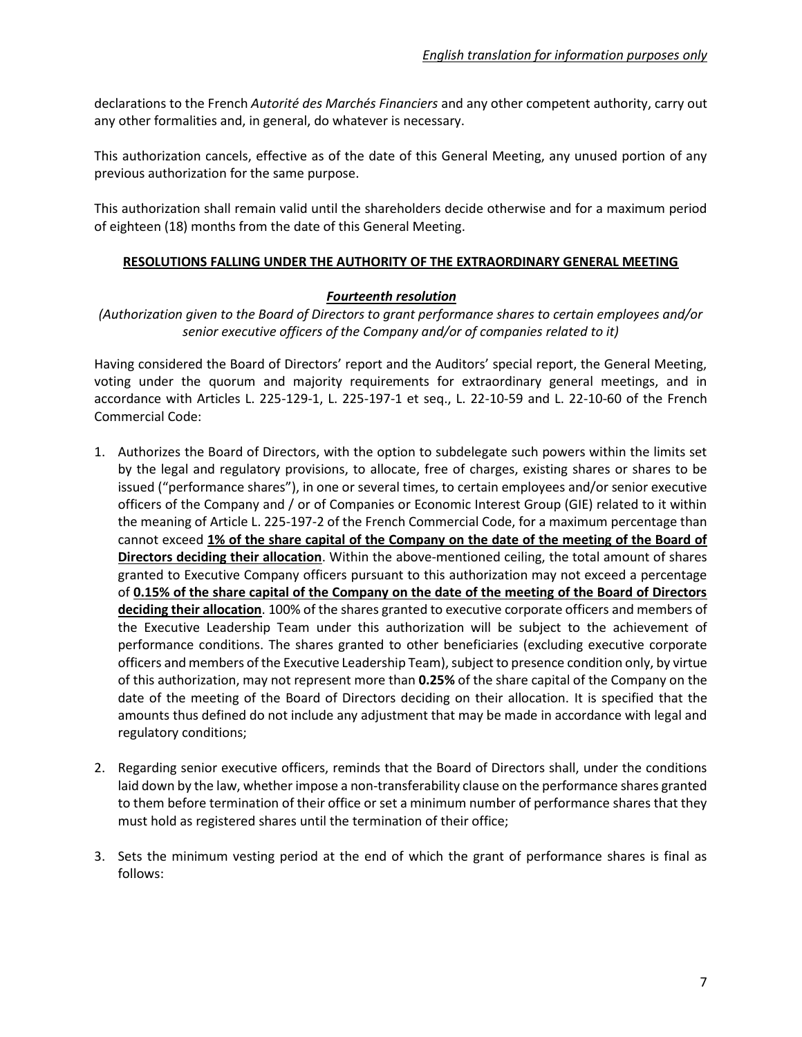declarations to the French *Autorité des Marchés Financiers* and any other competent authority, carry out any other formalities and, in general, do whatever is necessary.

This authorization cancels, effective as of the date of this General Meeting, any unused portion of any previous authorization for the same purpose.

This authorization shall remain valid until the shareholders decide otherwise and for a maximum period of eighteen (18) months from the date of this General Meeting.

## **RESOLUTIONS FALLING UNDER THE AUTHORITY OF THE EXTRAORDINARY GENERAL MEETING**

### ***Fourteenth resolution***

*(Authorization given to the Board of Directors to grant performance shares to certain employees and/or senior executive officers of the Company and/or of companies related to it)*

Having considered the Board of Directors' report and the Auditors' special report, the General Meeting, voting under the quorum and majority requirements for extraordinary general meetings, and in accordance with Articles L. 225-129-1, L. 225-197-1 et seq., L. 22-10-59 and L. 22-10-60 of the French Commercial Code:

1. Authorizes the Board of Directors, with the option to subdelegate such powers within the limits set by the legal and regulatory provisions, to allocate, free of charges, existing shares or shares to be issued ("performance shares"), in one or several times, to certain employees and/or senior executive officers of the Company and / or of Companies or Economic Interest Group (GIE) related to it within the meaning of Article L. 225-197-2 of the French Commercial Code, for a maximum percentage than cannot exceed **1% of the share capital of the Company on the date of the meeting of the Board of Directors deciding their allocation**. Within the above-mentioned ceiling, the total amount of shares granted to Executive Company officers pursuant to this authorization may not exceed a percentage of **0.15% of the share capital of the Company on the date of the meeting of the Board of Directors deciding their allocation**. 100% of the shares granted to executive corporate officers and members of the Executive Leadership Team under this authorization will be subject to the achievement of performance conditions. The shares granted to other beneficiaries (excluding executive corporate officers and members of the Executive Leadership Team), subject to presence condition only, by virtue of this authorization, may not represent more than **0.25%** of the share capital of the Company on the date of the meeting of the Board of Directors deciding on their allocation. It is specified that the amounts thus defined do not include any adjustment that may be made in accordance with legal and regulatory conditions;

2. Regarding senior executive officers, reminds that the Board of Directors shall, under the conditions laid down by the law, whether impose a non-transferability clause on the performance shares granted to them before termination of their office or set a minimum number of performance shares that they must hold as registered shares until the termination of their office;

3. Sets the minimum vesting period at the end of which the grant of performance shares is final as follows: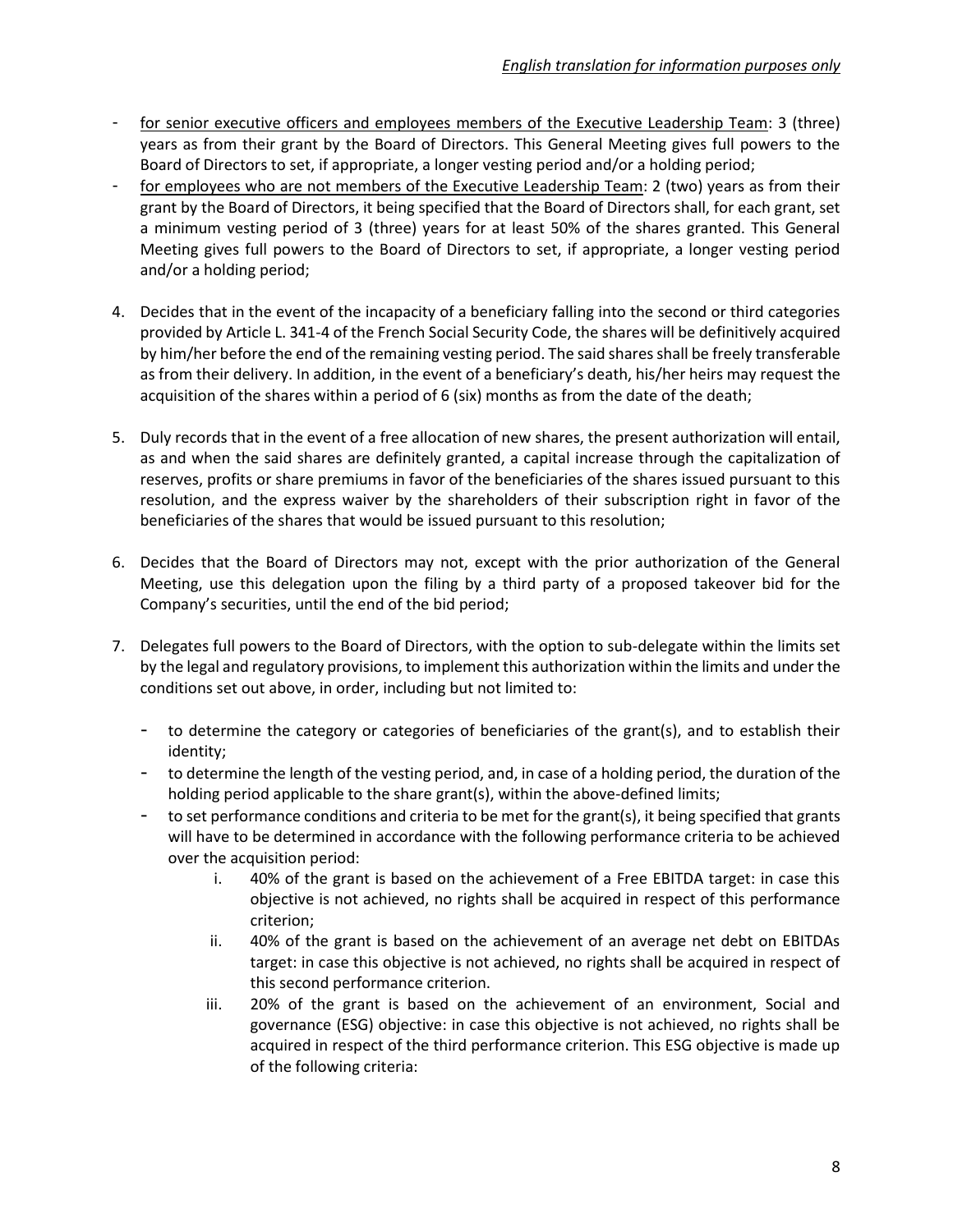- <u>for senior executive officers and employees members of the Executive Leadership Team</u>: 3 (three) years as from their grant by the Board of Directors. This General Meeting gives full powers to the Board of Directors to set, if appropriate, a longer vesting period and/or a holding period;
- <u>for employees who are not members of the Executive Leadership Team</u>: 2 (two) years as from their grant by the Board of Directors, it being specified that the Board of Directors shall, for each grant, set a minimum vesting period of 3 (three) years for at least 50% of the shares granted. This General Meeting gives full powers to the Board of Directors to set, if appropriate, a longer vesting period and/or a holding period;

4. Decides that in the event of the incapacity of a beneficiary falling into the second or third categories provided by Article L. 341-4 of the French Social Security Code, the shares will be definitively acquired by him/her before the end of the remaining vesting period. The said shares shall be freely transferable as from their delivery. In addition, in the event of a beneficiary's death, his/her heirs may request the acquisition of the shares within a period of 6 (six) months as from the date of the death;

5. Duly records that in the event of a free allocation of new shares, the present authorization will entail, as and when the said shares are definitely granted, a capital increase through the capitalization of reserves, profits or share premiums in favor of the beneficiaries of the shares issued pursuant to this resolution, and the express waiver by the shareholders of their subscription right in favor of the beneficiaries of the shares that would be issued pursuant to this resolution;

6. Decides that the Board of Directors may not, except with the prior authorization of the General Meeting, use this delegation upon the filing by a third party of a proposed takeover bid for the Company's securities, until the end of the bid period;

7. Delegates full powers to the Board of Directors, with the option to sub-delegate within the limits set by the legal and regulatory provisions, to implement this authorization within the limits and under the conditions set out above, in order, including but not limited to:

   - to determine the category or categories of beneficiaries of the grant(s), and to establish their identity;
   - to determine the length of the vesting period, and, in case of a holding period, the duration of the holding period applicable to the share grant(s), within the above-defined limits;
   - to set performance conditions and criteria to be met for the grant(s), it being specified that grants will have to be determined in accordance with the following performance criteria to be achieved over the acquisition period:
     i. 40% of the grant is based on the achievement of a Free EBITDA target: in case this objective is not achieved, no rights shall be acquired in respect of this performance criterion;
     ii. 40% of the grant is based on the achievement of an average net debt on EBITDAs target: in case this objective is not achieved, no rights shall be acquired in respect of this second performance criterion.
     iii. 20% of the grant is based on the achievement of an environment, Social and governance (ESG) objective: in case this objective is not achieved, no rights shall be acquired in respect of the third performance criterion. This ESG objective is made up of the following criteria: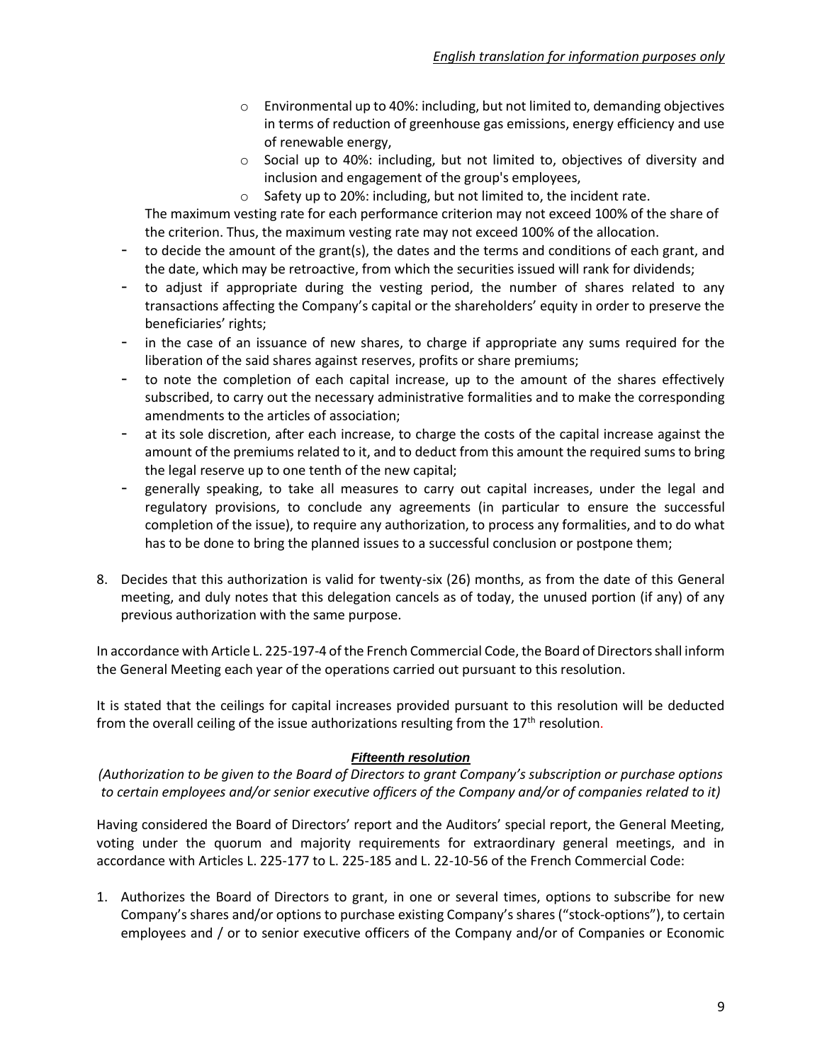- Environmental up to 40%: including, but not limited to, demanding objectives in terms of reduction of greenhouse gas emissions, energy efficiency and use of renewable energy,
- Social up to 40%: including, but not limited to, objectives of diversity and inclusion and engagement of the group's employees,
- Safety up to 20%: including, but not limited to, the incident rate.

The maximum vesting rate for each performance criterion may not exceed 100% of the share of the criterion. Thus, the maximum vesting rate may not exceed 100% of the allocation.

- to decide the amount of the grant(s), the dates and the terms and conditions of each grant, and the date, which may be retroactive, from which the securities issued will rank for dividends;
- to adjust if appropriate during the vesting period, the number of shares related to any transactions affecting the Company's capital or the shareholders' equity in order to preserve the beneficiaries' rights;
- in the case of an issuance of new shares, to charge if appropriate any sums required for the liberation of the said shares against reserves, profits or share premiums;
- to note the completion of each capital increase, up to the amount of the shares effectively subscribed, to carry out the necessary administrative formalities and to make the corresponding amendments to the articles of association;
- at its sole discretion, after each increase, to charge the costs of the capital increase against the amount of the premiums related to it, and to deduct from this amount the required sums to bring the legal reserve up to one tenth of the new capital;
- generally speaking, to take all measures to carry out capital increases, under the legal and regulatory provisions, to conclude any agreements (in particular to ensure the successful completion of the issue), to require any authorization, to process any formalities, and to do what has to be done to bring the planned issues to a successful conclusion or postpone them;

8. Decides that this authorization is valid for twenty-six (26) months, as from the date of this General meeting, and duly notes that this delegation cancels as of today, the unused portion (if any) of any previous authorization with the same purpose.

In accordance with Article L. 225-197-4 of the French Commercial Code, the Board of Directors shall inform the General Meeting each year of the operations carried out pursuant to this resolution.

It is stated that the ceilings for capital increases provided pursuant to this resolution will be deducted from the overall ceiling of the issue authorizations resulting from the 17th resolution.

### *Fifteenth resolution*

*(Authorization to be given to the Board of Directors to grant Company's subscription or purchase options to certain employees and/or senior executive officers of the Company and/or of companies related to it)*

Having considered the Board of Directors' report and the Auditors' special report, the General Meeting, voting under the quorum and majority requirements for extraordinary general meetings, and in accordance with Articles L. 225-177 to L. 225-185 and L. 22-10-56 of the French Commercial Code:

1. Authorizes the Board of Directors to grant, in one or several times, options to subscribe for new Company's shares and/or options to purchase existing Company's shares ("stock-options"), to certain employees and / or to senior executive officers of the Company and/or of Companies or Economic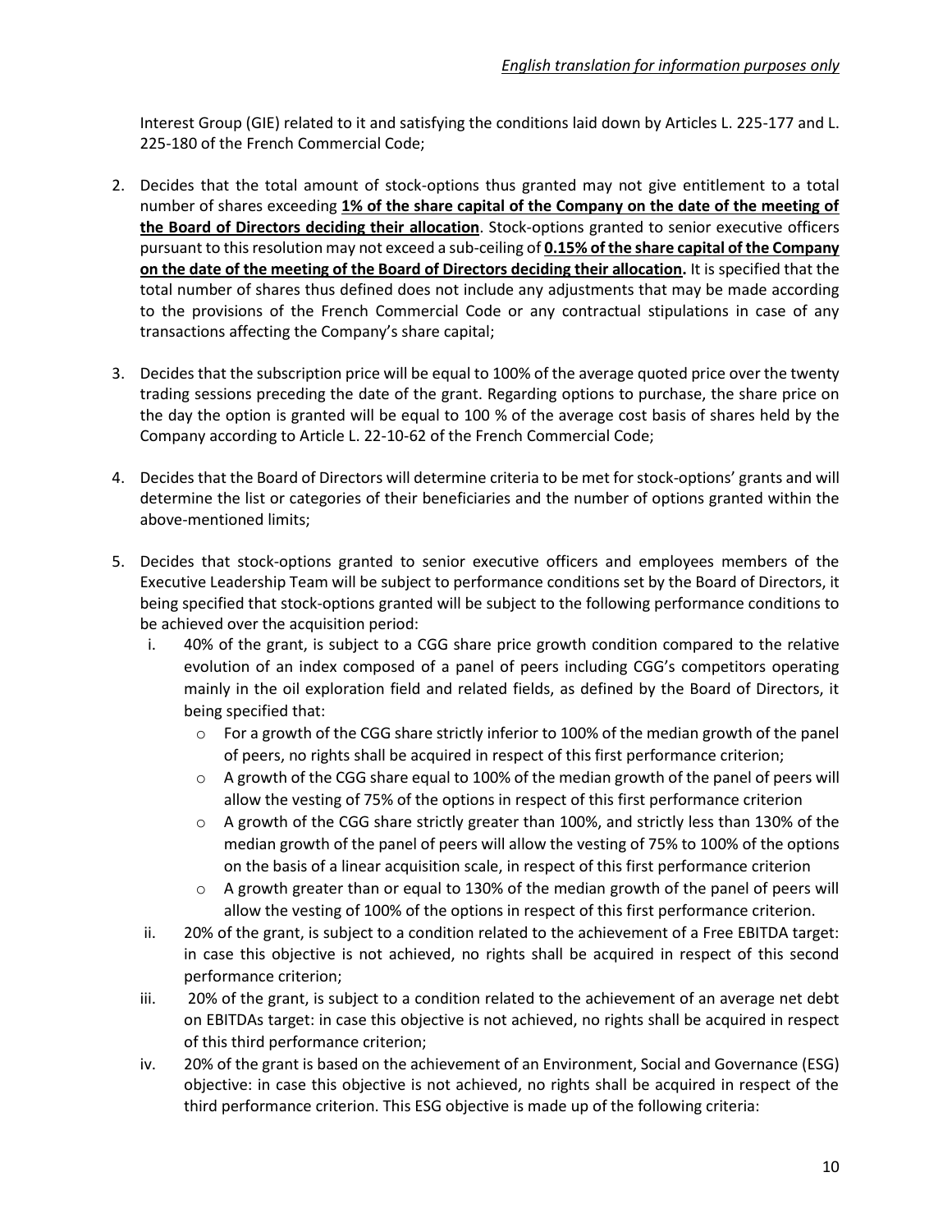Interest Group (GIE) related to it and satisfying the conditions laid down by Articles L. 225-177 and L. 225-180 of the French Commercial Code;

2. Decides that the total amount of stock-options thus granted may not give entitlement to a total number of shares exceeding **1% of the share capital of the Company on the date of the meeting of the Board of Directors deciding their allocation**. Stock-options granted to senior executive officers pursuant to this resolution may not exceed a sub-ceiling of **0.15% of the share capital of the Company on the date of the meeting of the Board of Directors deciding their allocation.** It is specified that the total number of shares thus defined does not include any adjustments that may be made according to the provisions of the French Commercial Code or any contractual stipulations in case of any transactions affecting the Company's share capital;

3. Decides that the subscription price will be equal to 100% of the average quoted price over the twenty trading sessions preceding the date of the grant. Regarding options to purchase, the share price on the day the option is granted will be equal to 100 % of the average cost basis of shares held by the Company according to Article L. 22-10-62 of the French Commercial Code;

4. Decides that the Board of Directors will determine criteria to be met for stock-options' grants and will determine the list or categories of their beneficiaries and the number of options granted within the above-mentioned limits;

5. Decides that stock-options granted to senior executive officers and employees members of the Executive Leadership Team will be subject to performance conditions set by the Board of Directors, it being specified that stock-options granted will be subject to the following performance conditions to be achieved over the acquisition period:
   i. 40% of the grant, is subject to a CGG share price growth condition compared to the relative evolution of an index composed of a panel of peers including CGG's competitors operating mainly in the oil exploration field and related fields, as defined by the Board of Directors, it being specified that:
      - For a growth of the CGG share strictly inferior to 100% of the median growth of the panel of peers, no rights shall be acquired in respect of this first performance criterion;
      - A growth of the CGG share equal to 100% of the median growth of the panel of peers will allow the vesting of 75% of the options in respect of this first performance criterion
      - A growth of the CGG share strictly greater than 100%, and strictly less than 130% of the median growth of the panel of peers will allow the vesting of 75% to 100% of the options on the basis of a linear acquisition scale, in respect of this first performance criterion
      - A growth greater than or equal to 130% of the median growth of the panel of peers will allow the vesting of 100% of the options in respect of this first performance criterion.
   
   ii. 20% of the grant, is subject to a condition related to the achievement of a Free EBITDA target: in case this objective is not achieved, no rights shall be acquired in respect of this second performance criterion;
   
   iii. 20% of the grant, is subject to a condition related to the achievement of an average net debt on EBITDAs target: in case this objective is not achieved, no rights shall be acquired in respect of this third performance criterion;
   
   iv. 20% of the grant is based on the achievement of an Environment, Social and Governance (ESG) objective: in case this objective is not achieved, no rights shall be acquired in respect of the third performance criterion. This ESG objective is made up of the following criteria: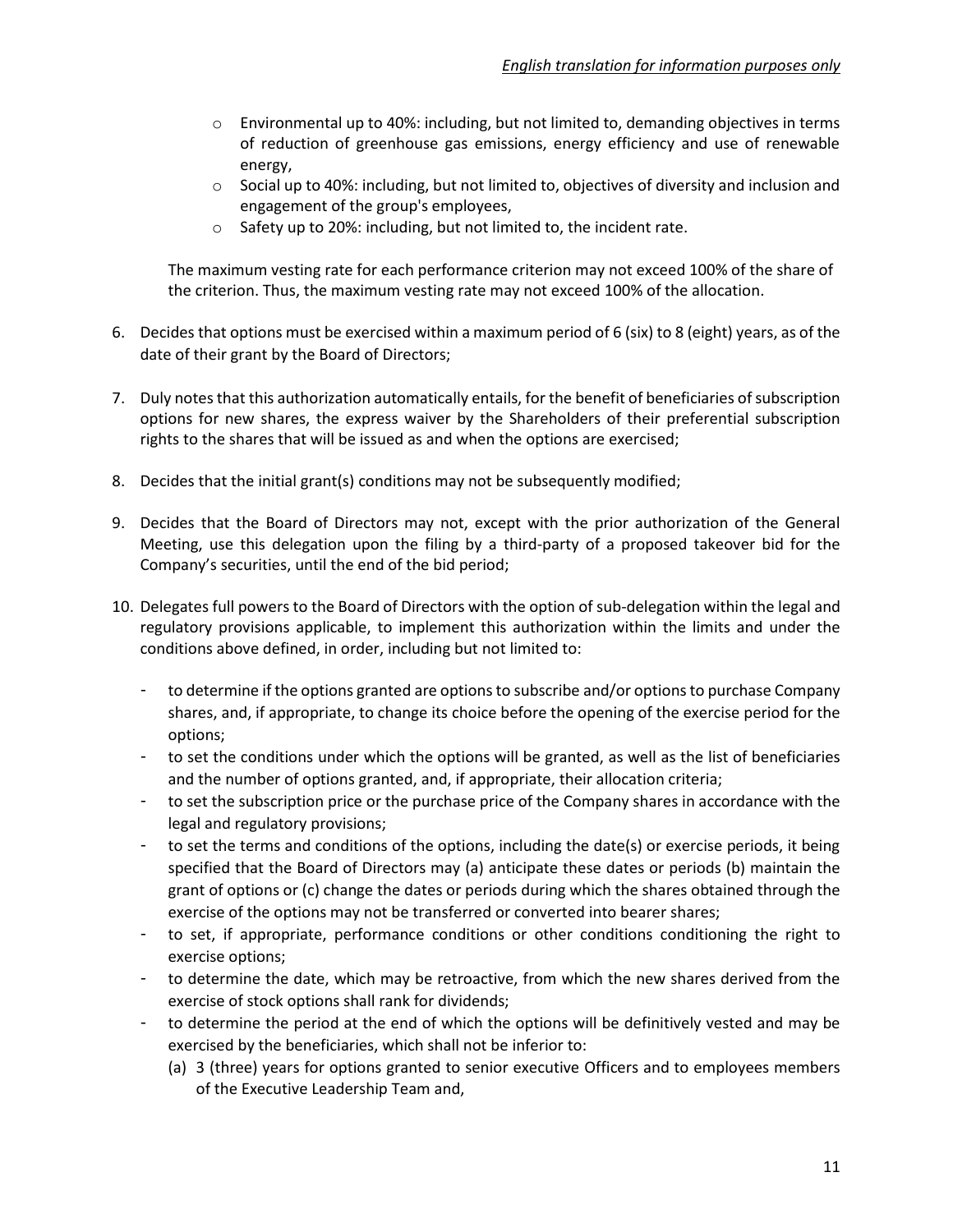- Environmental up to 40%: including, but not limited to, demanding objectives in terms of reduction of greenhouse gas emissions, energy efficiency and use of renewable energy,
- Social up to 40%: including, but not limited to, objectives of diversity and inclusion and engagement of the group's employees,
- Safety up to 20%: including, but not limited to, the incident rate.

The maximum vesting rate for each performance criterion may not exceed 100% of the share of the criterion. Thus, the maximum vesting rate may not exceed 100% of the allocation.

6. Decides that options must be exercised within a maximum period of 6 (six) to 8 (eight) years, as of the date of their grant by the Board of Directors;

7. Duly notes that this authorization automatically entails, for the benefit of beneficiaries of subscription options for new shares, the express waiver by the Shareholders of their preferential subscription rights to the shares that will be issued as and when the options are exercised;

8. Decides that the initial grant(s) conditions may not be subsequently modified;

9. Decides that the Board of Directors may not, except with the prior authorization of the General Meeting, use this delegation upon the filing by a third-party of a proposed takeover bid for the Company's securities, until the end of the bid period;

10. Delegates full powers to the Board of Directors with the option of sub-delegation within the legal and regulatory provisions applicable, to implement this authorization within the limits and under the conditions above defined, in order, including but not limited to:

    - to determine if the options granted are options to subscribe and/or options to purchase Company shares, and, if appropriate, to change its choice before the opening of the exercise period for the options;
    - to set the conditions under which the options will be granted, as well as the list of beneficiaries and the number of options granted, and, if appropriate, their allocation criteria;
    - to set the subscription price or the purchase price of the Company shares in accordance with the legal and regulatory provisions;
    - to set the terms and conditions of the options, including the date(s) or exercise periods, it being specified that the Board of Directors may (a) anticipate these dates or periods (b) maintain the grant of options or (c) change the dates or periods during which the shares obtained through the exercise of the options may not be transferred or converted into bearer shares;
    - to set, if appropriate, performance conditions or other conditions conditioning the right to exercise options;
    - to determine the date, which may be retroactive, from which the new shares derived from the exercise of stock options shall rank for dividends;
    - to determine the period at the end of which the options will be definitively vested and may be exercised by the beneficiaries, which shall not be inferior to:
        (a) 3 (three) years for options granted to senior executive Officers and to employees members of the Executive Leadership Team and,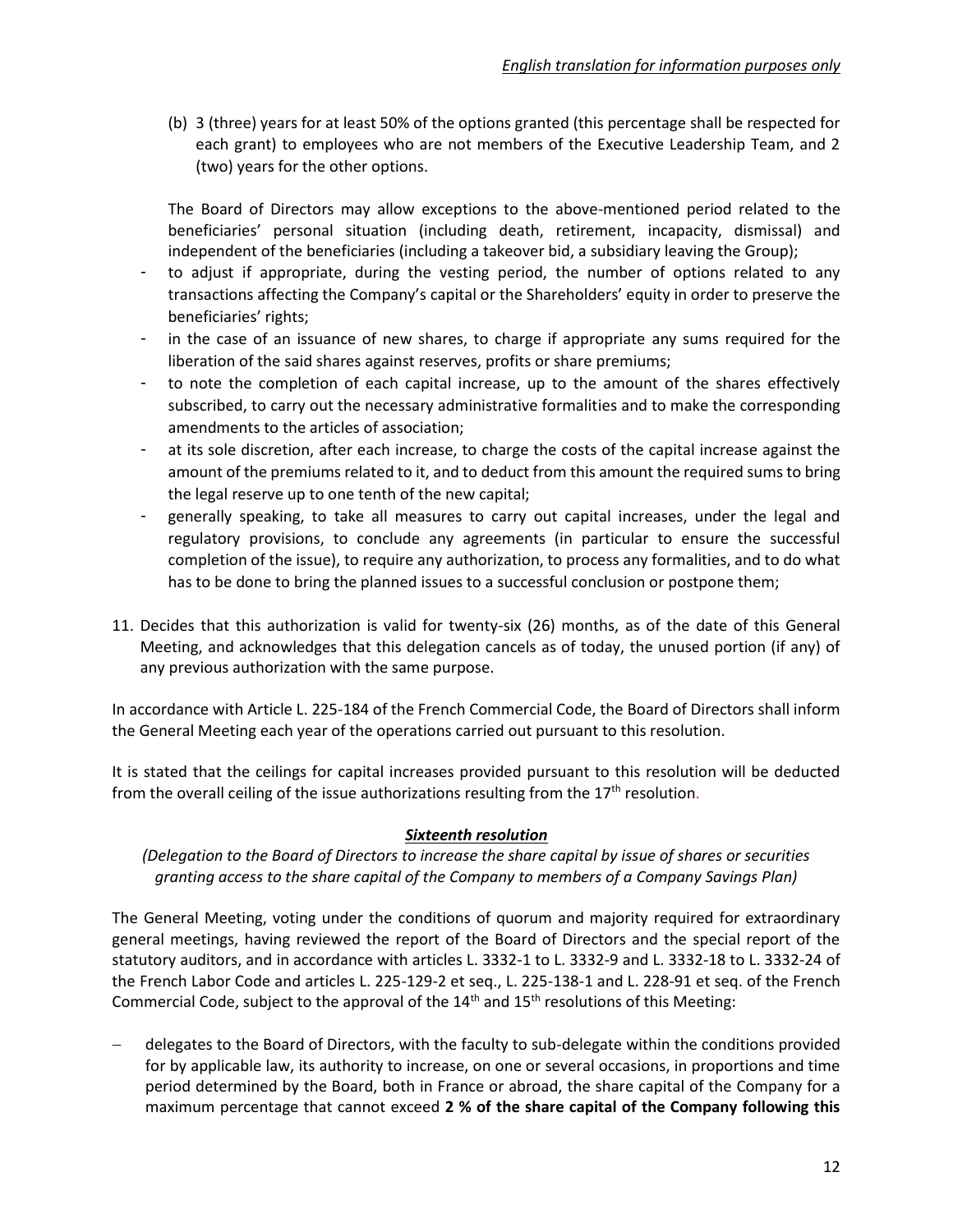(b) 3 (three) years for at least 50% of the options granted (this percentage shall be respected for each grant) to employees who are not members of the Executive Leadership Team, and 2 (two) years for the other options.

The Board of Directors may allow exceptions to the above-mentioned period related to the beneficiaries' personal situation (including death, retirement, incapacity, dismissal) and independent of the beneficiaries (including a takeover bid, a subsidiary leaving the Group);

- to adjust if appropriate, during the vesting period, the number of options related to any transactions affecting the Company's capital or the Shareholders' equity in order to preserve the beneficiaries' rights;
- in the case of an issuance of new shares, to charge if appropriate any sums required for the liberation of the said shares against reserves, profits or share premiums;
- to note the completion of each capital increase, up to the amount of the shares effectively subscribed, to carry out the necessary administrative formalities and to make the corresponding amendments to the articles of association;
- at its sole discretion, after each increase, to charge the costs of the capital increase against the amount of the premiums related to it, and to deduct from this amount the required sums to bring the legal reserve up to one tenth of the new capital;
- generally speaking, to take all measures to carry out capital increases, under the legal and regulatory provisions, to conclude any agreements (in particular to ensure the successful completion of the issue), to require any authorization, to process any formalities, and to do what has to be done to bring the planned issues to a successful conclusion or postpone them;

11. Decides that this authorization is valid for twenty-six (26) months, as of the date of this General Meeting, and acknowledges that this delegation cancels as of today, the unused portion (if any) of any previous authorization with the same purpose.

In accordance with Article L. 225-184 of the French Commercial Code, the Board of Directors shall inform the General Meeting each year of the operations carried out pursuant to this resolution.

It is stated that the ceilings for capital increases provided pursuant to this resolution will be deducted from the overall ceiling of the issue authorizations resulting from the 17th resolution.

### ***Sixteenth resolution***

*(Delegation to the Board of Directors to increase the share capital by issue of shares or securities granting access to the share capital of the Company to members of a Company Savings Plan)*

The General Meeting, voting under the conditions of quorum and majority required for extraordinary general meetings, having reviewed the report of the Board of Directors and the special report of the statutory auditors, and in accordance with articles L. 3332-1 to L. 3332-9 and L. 3332-18 to L. 3332-24 of the French Labor Code and articles L. 225-129-2 et seq., L. 225-138-1 and L. 228-91 et seq. of the French Commercial Code, subject to the approval of the 14th and 15th resolutions of this Meeting:

- delegates to the Board of Directors, with the faculty to sub-delegate within the conditions provided for by applicable law, its authority to increase, on one or several occasions, in proportions and time period determined by the Board, both in France or abroad, the share capital of the Company for a maximum percentage that cannot exceed **2 % of the share capital of the Company following this**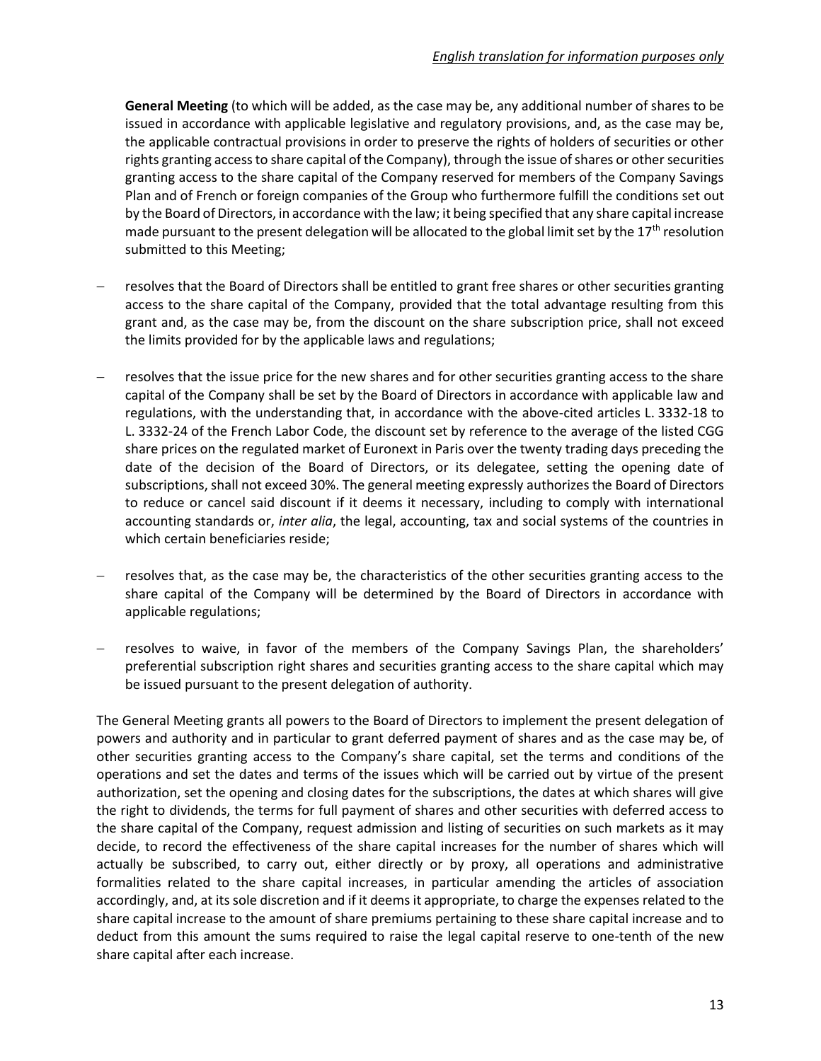**General Meeting** (to which will be added, as the case may be, any additional number of shares to be issued in accordance with applicable legislative and regulatory provisions, and, as the case may be, the applicable contractual provisions in order to preserve the rights of holders of securities or other rights granting access to share capital of the Company), through the issue of shares or other securities granting access to the share capital of the Company reserved for members of the Company Savings Plan and of French or foreign companies of the Group who furthermore fulfill the conditions set out by the Board of Directors, in accordance with the law; it being specified that any share capital increase made pursuant to the present delegation will be allocated to the global limit set by the 17th resolution submitted to this Meeting;

- resolves that the Board of Directors shall be entitled to grant free shares or other securities granting access to the share capital of the Company, provided that the total advantage resulting from this grant and, as the case may be, from the discount on the share subscription price, shall not exceed the limits provided for by the applicable laws and regulations;

- resolves that the issue price for the new shares and for other securities granting access to the share capital of the Company shall be set by the Board of Directors in accordance with applicable law and regulations, with the understanding that, in accordance with the above-cited articles L. 3332-18 to L. 3332-24 of the French Labor Code, the discount set by reference to the average of the listed CGG share prices on the regulated market of Euronext in Paris over the twenty trading days preceding the date of the decision of the Board of Directors, or its delegatee, setting the opening date of subscriptions, shall not exceed 30%. The general meeting expressly authorizes the Board of Directors to reduce or cancel said discount if it deems it necessary, including to comply with international accounting standards or, *inter alia*, the legal, accounting, tax and social systems of the countries in which certain beneficiaries reside;

- resolves that, as the case may be, the characteristics of the other securities granting access to the share capital of the Company will be determined by the Board of Directors in accordance with applicable regulations;

- resolves to waive, in favor of the members of the Company Savings Plan, the shareholders' preferential subscription right shares and securities granting access to the share capital which may be issued pursuant to the present delegation of authority.

The General Meeting grants all powers to the Board of Directors to implement the present delegation of powers and authority and in particular to grant deferred payment of shares and as the case may be, of other securities granting access to the Company's share capital, set the terms and conditions of the operations and set the dates and terms of the issues which will be carried out by virtue of the present authorization, set the opening and closing dates for the subscriptions, the dates at which shares will give the right to dividends, the terms for full payment of shares and other securities with deferred access to the share capital of the Company, request admission and listing of securities on such markets as it may decide, to record the effectiveness of the share capital increases for the number of shares which will actually be subscribed, to carry out, either directly or by proxy, all operations and administrative formalities related to the share capital increases, in particular amending the articles of association accordingly, and, at its sole discretion and if it deems it appropriate, to charge the expenses related to the share capital increase to the amount of share premiums pertaining to these share capital increase and to deduct from this amount the sums required to raise the legal capital reserve to one-tenth of the new share capital after each increase.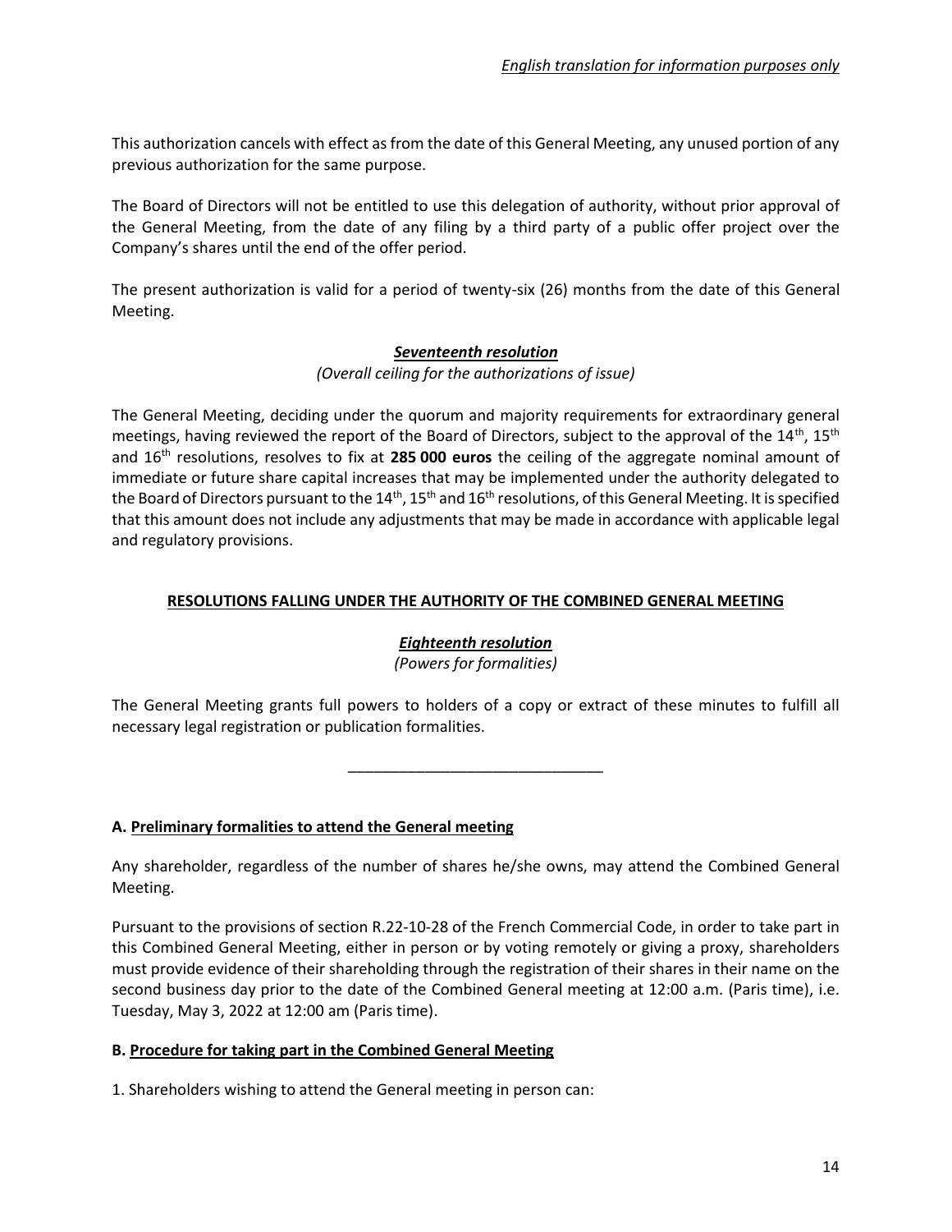This authorization cancels with effect as from the date of this General Meeting, any unused portion of any previous authorization for the same purpose.

The Board of Directors will not be entitled to use this delegation of authority, without prior approval of the General Meeting, from the date of any filing by a third party of a public offer project over the Company's shares until the end of the offer period.

The present authorization is valid for a period of twenty-six (26) months from the date of this General Meeting.

***Seventeenth resolution***

*(Overall ceiling for the authorizations of issue)*

The General Meeting, deciding under the quorum and majority requirements for extraordinary general meetings, having reviewed the report of the Board of Directors, subject to the approval of the 14th, 15th and 16th resolutions, resolves to fix at **285 000 euros** the ceiling of the aggregate nominal amount of immediate or future share capital increases that may be implemented under the authority delegated to the Board of Directors pursuant to the 14th, 15th and 16th resolutions, of this General Meeting. It is specified that this amount does not include any adjustments that may be made in accordance with applicable legal and regulatory provisions.

**RESOLUTIONS FALLING UNDER THE AUTHORITY OF THE COMBINED GENERAL MEETING**

***Eighteenth resolution***

*(Powers for formalities)*

The General Meeting grants full powers to holders of a copy or extract of these minutes to fulfill all necessary legal registration or publication formalities.

______________________________

**A. Preliminary formalities to attend the General meeting**

Any shareholder, regardless of the number of shares he/she owns, may attend the Combined General Meeting.

Pursuant to the provisions of section R.22-10-28 of the French Commercial Code, in order to take part in this Combined General Meeting, either in person or by voting remotely or giving a proxy, shareholders must provide evidence of their shareholding through the registration of their shares in their name on the second business day prior to the date of the Combined General meeting at 12:00 a.m. (Paris time), i.e. Tuesday, May 3, 2022 at 12:00 am (Paris time).

**B. Procedure for taking part in the Combined General Meeting**

1. Shareholders wishing to attend the General meeting in person can: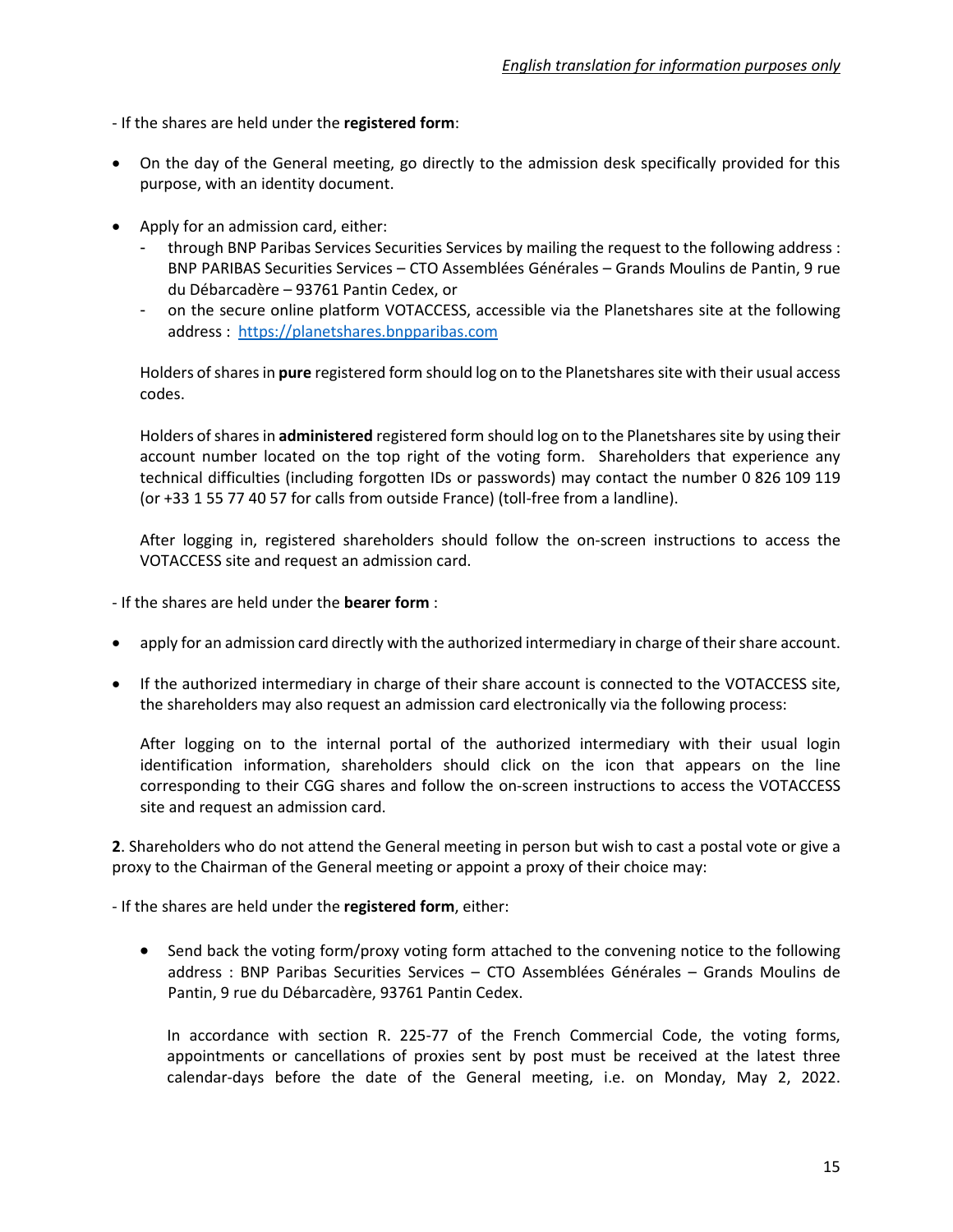- If the shares are held under the **registered form**:

- On the day of the General meeting, go directly to the admission desk specifically provided for this purpose, with an identity document.

- Apply for an admission card, either:
  - through BNP Paribas Services Securities Services by mailing the request to the following address : BNP PARIBAS Securities Services – CTO Assemblées Générales – Grands Moulins de Pantin, 9 rue du Débarcadère – 93761 Pantin Cedex, or
  - on the secure online platform VOTACCESS, accessible via the Planetshares site at the following address : [https://planetshares.bnpparibas.com](https://planetshares.bnpparibas.com)

  Holders of shares in **pure** registered form should log on to the Planetshares site with their usual access codes.

  Holders of shares in **administered** registered form should log on to the Planetshares site by using their account number located on the top right of the voting form. Shareholders that experience any technical difficulties (including forgotten IDs or passwords) may contact the number 0 826 109 119 (or +33 1 55 77 40 57 for calls from outside France) (toll-free from a landline).

  After logging in, registered shareholders should follow the on-screen instructions to access the VOTACCESS site and request an admission card.

- If the shares are held under the **bearer form** :

- apply for an admission card directly with the authorized intermediary in charge of their share account.

- If the authorized intermediary in charge of their share account is connected to the VOTACCESS site, the shareholders may also request an admission card electronically via the following process:

  After logging on to the internal portal of the authorized intermediary with their usual login identification information, shareholders should click on the icon that appears on the line corresponding to their CGG shares and follow the on-screen instructions to access the VOTACCESS site and request an admission card.

**2**. Shareholders who do not attend the General meeting in person but wish to cast a postal vote or give a proxy to the Chairman of the General meeting or appoint a proxy of their choice may:

- If the shares are held under the **registered form**, either:

- Send back the voting form/proxy voting form attached to the convening notice to the following address : BNP Paribas Securities Services – CTO Assemblées Générales – Grands Moulins de Pantin, 9 rue du Débarcadère, 93761 Pantin Cedex.

  In accordance with section R. 225-77 of the French Commercial Code, the voting forms, appointments or cancellations of proxies sent by post must be received at the latest three calendar-days before the date of the General meeting, i.e. on Monday, May 2, 2022.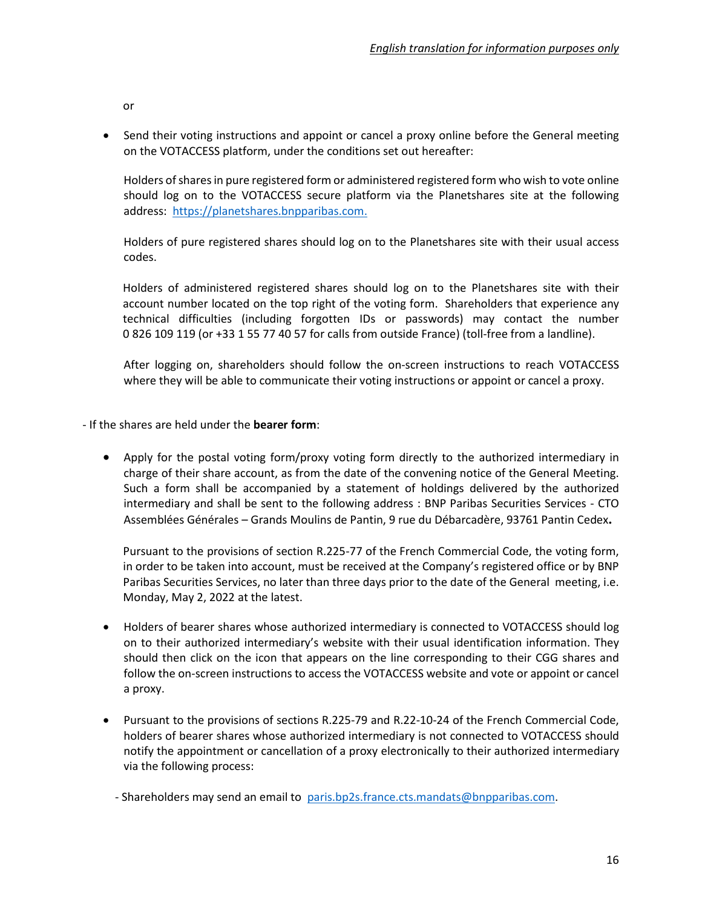or

- Send their voting instructions and appoint or cancel a proxy online before the General meeting on the VOTACCESS platform, under the conditions set out hereafter:

  Holders of shares in pure registered form or administered registered form who wish to vote online should log on to the VOTACCESS secure platform via the Planetshares site at the following address: https://planetshares.bnpparibas.com.

  Holders of pure registered shares should log on to the Planetshares site with their usual access codes.

  Holders of administered registered shares should log on to the Planetshares site with their account number located on the top right of the voting form. Shareholders that experience any technical difficulties (including forgotten IDs or passwords) may contact the number 0 826 109 119 (or +33 1 55 77 40 57 for calls from outside France) (toll-free from a landline).

  After logging on, shareholders should follow the on-screen instructions to reach VOTACCESS where they will be able to communicate their voting instructions or appoint or cancel a proxy.

- If the shares are held under the **bearer form**:

- Apply for the postal voting form/proxy voting form directly to the authorized intermediary in charge of their share account, as from the date of the convening notice of the General Meeting. Such a form shall be accompanied by a statement of holdings delivered by the authorized intermediary and shall be sent to the following address : BNP Paribas Securities Services - CTO Assemblées Générales – Grands Moulins de Pantin, 9 rue du Débarcadère, 93761 Pantin Cedex**.**

  Pursuant to the provisions of section R.225-77 of the French Commercial Code, the voting form, in order to be taken into account, must be received at the Company's registered office or by BNP Paribas Securities Services, no later than three days prior to the date of the General meeting, i.e. Monday, May 2, 2022 at the latest.

- Holders of bearer shares whose authorized intermediary is connected to VOTACCESS should log on to their authorized intermediary's website with their usual identification information. They should then click on the icon that appears on the line corresponding to their CGG shares and follow the on-screen instructions to access the VOTACCESS website and vote or appoint or cancel a proxy.

- Pursuant to the provisions of sections R.225-79 and R.22-10-24 of the French Commercial Code, holders of bearer shares whose authorized intermediary is not connected to VOTACCESS should notify the appointment or cancellation of a proxy electronically to their authorized intermediary via the following process:

  - Shareholders may send an email to paris.bp2s.france.cts.mandats@bnpparibas.com.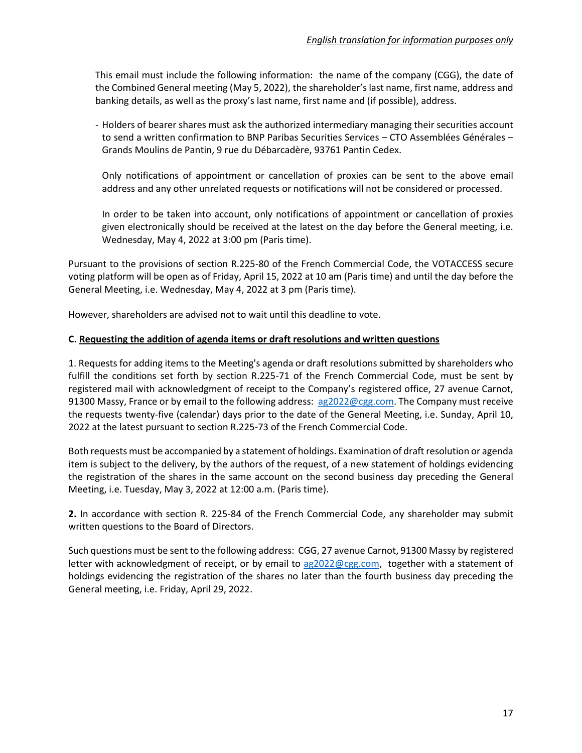*English translation for information purposes only*

This email must include the following information: the name of the company (CGG), the date of the Combined General meeting (May 5, 2022), the shareholder's last name, first name, address and banking details, as well as the proxy's last name, first name and (if possible), address.

- Holders of bearer shares must ask the authorized intermediary managing their securities account to send a written confirmation to BNP Paribas Securities Services – CTO Assemblées Générales – Grands Moulins de Pantin, 9 rue du Débarcadère, 93761 Pantin Cedex.

  Only notifications of appointment or cancellation of proxies can be sent to the above email address and any other unrelated requests or notifications will not be considered or processed.

  In order to be taken into account, only notifications of appointment or cancellation of proxies given electronically should be received at the latest on the day before the General meeting, i.e. Wednesday, May 4, 2022 at 3:00 pm (Paris time).

Pursuant to the provisions of section R.225-80 of the French Commercial Code, the VOTACCESS secure voting platform will be open as of Friday, April 15, 2022 at 10 am (Paris time) and until the day before the General Meeting, i.e. Wednesday, May 4, 2022 at 3 pm (Paris time).

However, shareholders are advised not to wait until this deadline to vote.

**C. Requesting the addition of agenda items or draft resolutions and written questions**

1. Requests for adding items to the Meeting's agenda or draft resolutions submitted by shareholders who fulfill the conditions set forth by section R.225-71 of the French Commercial Code, must be sent by registered mail with acknowledgment of receipt to the Company's registered office, 27 avenue Carnot, 91300 Massy, France or by email to the following address: ag2022@cgg.com. The Company must receive the requests twenty-five (calendar) days prior to the date of the General Meeting, i.e. Sunday, April 10, 2022 at the latest pursuant to section R.225-73 of the French Commercial Code.

Both requests must be accompanied by a statement of holdings. Examination of draft resolution or agenda item is subject to the delivery, by the authors of the request, of a new statement of holdings evidencing the registration of the shares in the same account on the second business day preceding the General Meeting, i.e. Tuesday, May 3, 2022 at 12:00 a.m. (Paris time).

**2.** In accordance with section R. 225-84 of the French Commercial Code, any shareholder may submit written questions to the Board of Directors.

Such questions must be sent to the following address: CGG, 27 avenue Carnot, 91300 Massy by registered letter with acknowledgment of receipt, or by email to ag2022@cgg.com, together with a statement of holdings evidencing the registration of the shares no later than the fourth business day preceding the General meeting, i.e. Friday, April 29, 2022.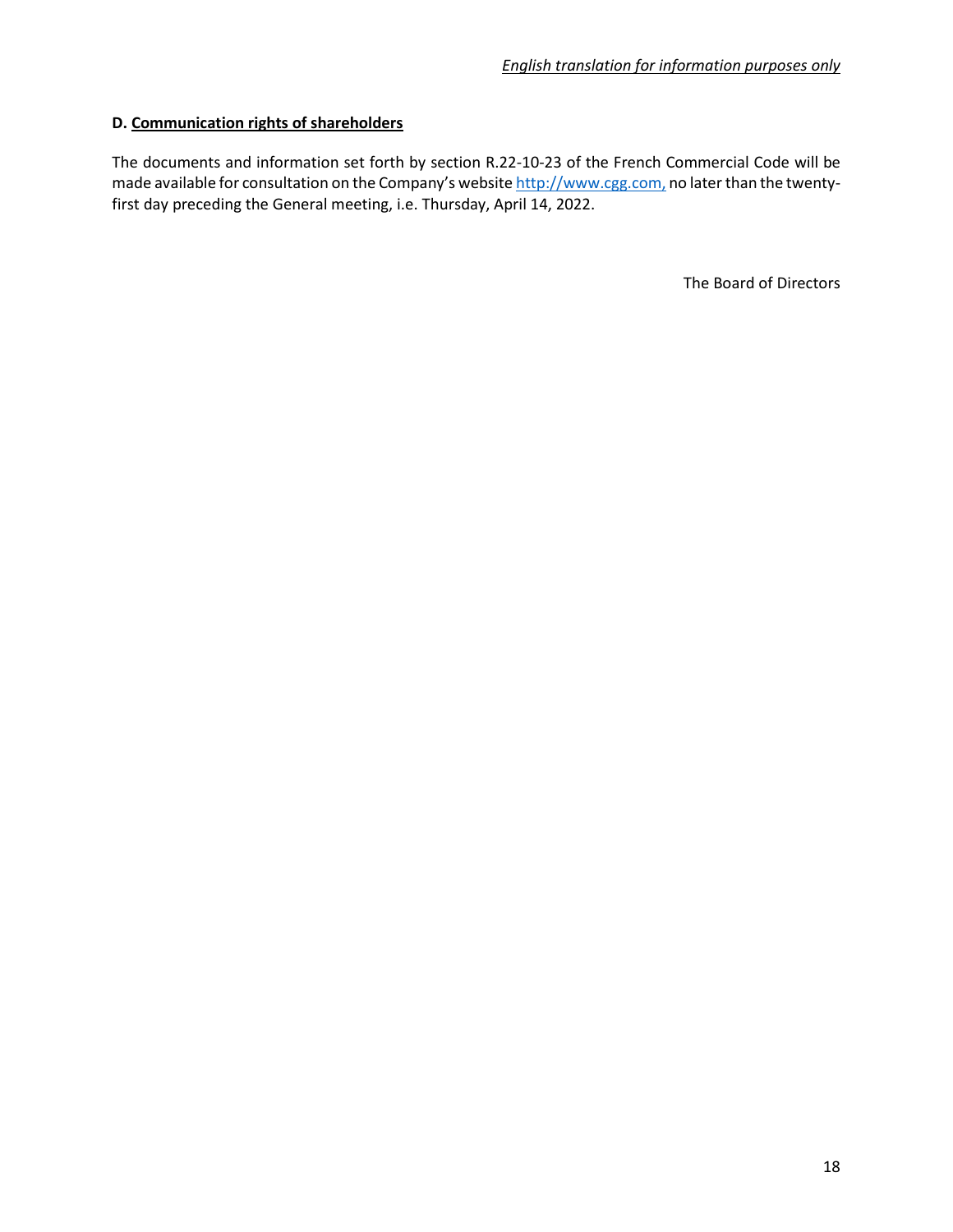*English translation for information purposes only*

**D. Communication rights of shareholders**

The documents and information set forth by section R.22-10-23 of the French Commercial Code will be made available for consultation on the Company's website http://www.cgg.com, no later than the twenty-first day preceding the General meeting, i.e. Thursday, April 14, 2022.

The Board of Directors